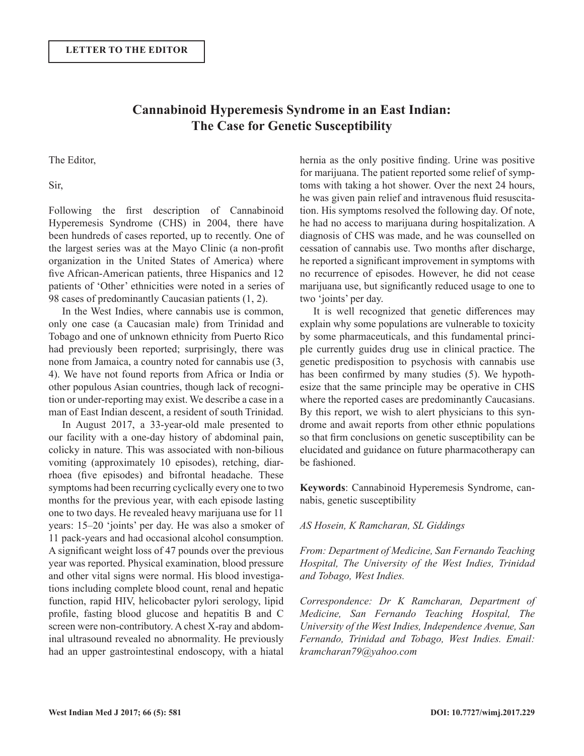**LETTER TO THE EDITOR**

# Cannabinoid Hyperemesis Syndrome in an East Indian: The Case for Genetic Susceptibility

The Editor,

Sir,

Following the first description of Cannabinoid Hyperemesis Syndrome (CHS) in 2004, there have been hundreds of cases reported, up to recently. One of the largest series was at the Mayo Clinic (a non-profit organization in the United States of America) where five African-American patients, three Hispanics and 12 patients of 'Other' ethnicities were noted in a series of 98 cases of predominantly Caucasian patients (1, 2).

In the West Indies, where cannabis use is common, only one case (a Caucasian male) from Trinidad and Tobago and one of unknown ethnicity from Puerto Rico had previously been reported; surprisingly, there was none from Jamaica, a country noted for cannabis use (3, 4). We have not found reports from Africa or India or other populous Asian countries, though lack of recognition or under-reporting may exist. We describe a case in a man of East Indian descent, a resident of south Trinidad.

In August 2017, a 33-year-old male presented to our facility with a one-day history of abdominal pain, colicky in nature. This was associated with non-bilious vomiting (approximately 10 episodes), retching, diarrhoea (five episodes) and bifrontal headache. These symptoms had been recurring cyclically every one to two months for the previous year, with each episode lasting one to two days. He revealed heavy marijuana use for 11 years: 15–20 'joints' per day. He was also a smoker of 11 pack-years and had occasional alcohol consumption. A significant weight loss of 47 pounds over the previous year was reported. Physical examination, blood pressure and other vital signs were normal. His blood investigations including complete blood count, renal and hepatic function, rapid HIV, helicobacter pylori serology, lipid profile, fasting blood glucose and hepatitis B and C screen were non-contributory. A chest X-ray and abdominal ultrasound revealed no abnormality. He previously had an upper gastrointestinal endoscopy, with a hiatal hernia as the only positive finding. Urine was positive for marijuana. The patient reported some relief of symptoms with taking a hot shower. Over the next 24 hours, he was given pain relief and intravenous fluid resuscitation. His symptoms resolved the following day. Of note, he had no access to marijuana during hospitalization. A diagnosis of CHS was made, and he was counselled on cessation of cannabis use. Two months after discharge, he reported a significant improvement in symptoms with no recurrence of episodes. However, he did not cease marijuana use, but significantly reduced usage to one to two 'joints' per day.

It is well recognized that genetic differences may explain why some populations are vulnerable to toxicity by some pharmaceuticals, and this fundamental principle currently guides drug use in clinical practice. The genetic predisposition to psychosis with cannabis use has been confirmed by many studies (5). We hypothesize that the same principle may be operative in CHS where the reported cases are predominantly Caucasians. By this report, we wish to alert physicians to this syndrome and await reports from other ethnic populations so that firm conclusions on genetic susceptibility can be elucidated and guidance on future pharmacotherapy can be fashioned.

**Keywords**: Cannabinoid Hyperemesis Syndrome, cannabis, genetic susceptibility

*AS Hosein, K Ramcharan, SL Giddings*

*From: Department of Medicine, San Fernando Teaching Hospital, The University of the West Indies, Trinidad and Tobago, West Indies.*

*Correspondence: Dr K Ramcharan, Department of Medicine, San Fernando Teaching Hospital, The University of the West Indies, Independence Avenue, San Fernando, Trinidad and Tobago, West Indies. Email: kramcharan79@yahoo.com*

DOI: 10.7727/wimj.2017.229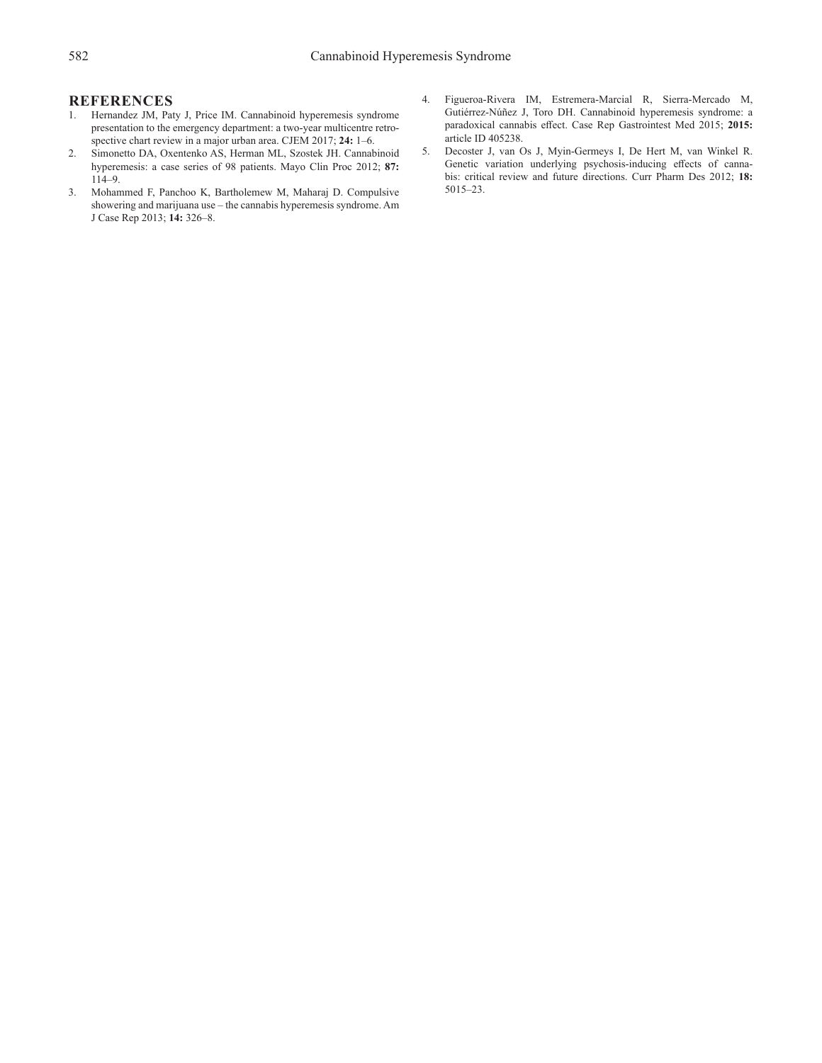## REFERENCES

1. Hernandez JM, Paty J, Price IM. Cannabinoid hyperemesis syndrome presentation to the emergency department: a two-year multicentre retrospective chart review in a major urban area. CJEM 2017; **24:** 1–6.
2. Simonetto DA, Oxentenko AS, Herman ML, Szostek JH. Cannabinoid hyperemesis: a case series of 98 patients. Mayo Clin Proc 2012; **87:** 114–9.
3. Mohammed F, Panchoo K, Bartholemew M, Maharaj D. Compulsive showering and marijuana use – the cannabis hyperemesis syndrome. Am J Case Rep 2013; **14:** 326–8.
4. Figueroa-Rivera IM, Estremera-Marcial R, Sierra-Mercado M, Gutiérrez-Núñez J, Toro DH. Cannabinoid hyperemesis syndrome: a paradoxical cannabis effect. Case Rep Gastrointest Med 2015; **2015:** article ID 405238.
5. Decoster J, van Os J, Myin-Germeys I, De Hert M, van Winkel R. Genetic variation underlying psychosis-inducing effects of cannabis: critical review and future directions. Curr Pharm Des 2012; **18:** 5015–23.